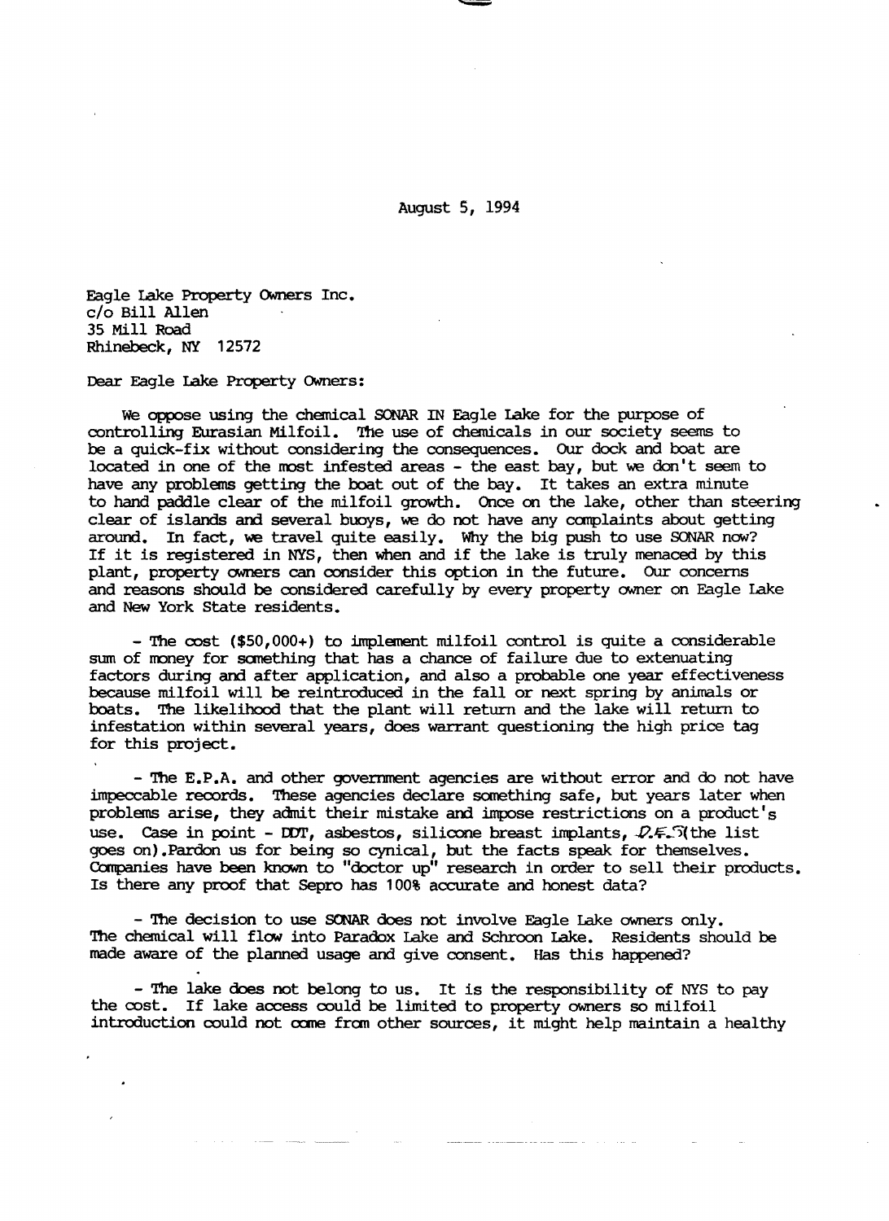August 5, 1994

Eagle Lake Property Owners Inc.
c/o Bill Allen
35 Mill Road
Rhinebeck, NY 12572

Dear Eagle Lake Property Owners:

We oppose using the chemical SONAR IN Eagle Lake for the purpose of controlling Eurasian Milfoil. The use of chemicals in our society seems to be a quick-fix without considering the consequences. Our dock and boat are located in one of the most infested areas - the east bay, but we don't seem to have any problems getting the boat out of the bay. It takes an extra minute to hand paddle clear of the milfoil growth. Once on the lake, other than steering clear of islands and several buoys, we do not have any complaints about getting around. In fact, we travel quite easily. Why the big push to use SONAR now? If it is registered in NYS, then when and if the lake is truly menaced by this plant, property owners can consider this option in the future. Our concerns and reasons should be considered carefully by every property owner on Eagle Lake and New York State residents.

- The cost ($50,000+) to implement milfoil control is quite a considerable sum of money for something that has a chance of failure due to extenuating factors during and after application, and also a probable one year effectiveness because milfoil will be reintroduced in the fall or next spring by animals or boats. The likelihood that the plant will return and the lake will return to infestation within several years, does warrant questioning the high price tag for this project.

- The E.P.A. and other government agencies are without error and do not have impeccable records. These agencies declare something safe, but years later when problems arise, they admit their mistake and impose restrictions on a product's use. Case in point - DDT, asbestos, silicone breast implants, D.E.S (the list goes on). Pardon us for being so cynical, but the facts speak for themselves. Companies have been known to "doctor up" research in order to sell their products. Is there any proof that Sepro has 100% accurate and honest data?

- The decision to use SONAR does not involve Eagle Lake owners only. The chemical will flow into Paradox Lake and Schroon Lake. Residents should be made aware of the planned usage and give consent. Has this happened?

- The lake does not belong to us. It is the responsibility of NYS to pay the cost. If lake access could be limited to property owners so milfoil introduction could not come from other sources, it might help maintain a healthy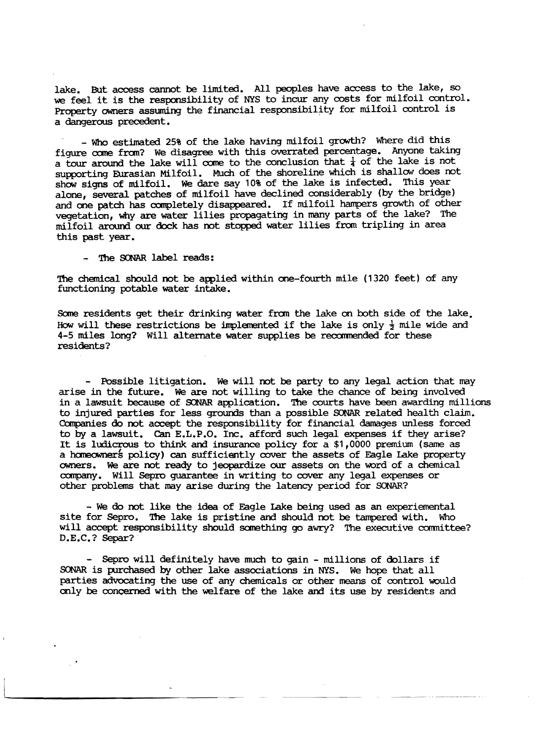lake. But access cannot be limited. All peoples have access to the lake, so we feel it is the responsibility of NYS to incur any costs for milfoil control. Property owners assuming the financial responsibility for milfoil control is a dangerous precedent.

- Who estimated 25% of the lake having milfoil growth? Where did this figure come from? We disagree with this overrated percentage. Anyone taking a tour around the lake will come to the conclusion that ¾ of the lake is not supporting Eurasian Milfoil. Much of the shoreline which is shallow does not show signs of milfoil. We dare say 10% of the lake is infected. This year alone, several patches of milfoil have declined considerably (by the bridge) and one patch has completely disappeared. If milfoil hampers growth of other vegetation, why are water lilies propagating in many parts of the lake? The milfoil around our dock has not stopped water lilies from tripling in area this past year.

- The SONAR label reads:

The chemical should not be applied within one-fourth mile (1320 feet) of any functioning potable water intake.

Some residents get their drinking water from the lake on both side of the lake. How will these restrictions be implemented if the lake is only ½ mile wide and 4-5 miles long? Will alternate water supplies be recommended for these residents?

- Possible litigation. We will not be party to any legal action that may arise in the future. We are not willing to take the chance of being involved in a lawsuit because of SONAR application. The courts have been awarding millions to injured parties for less grounds than a possible SONAR related health claim. Companies do not accept the responsibility for financial damages unless forced to by a lawsuit. Can E.L.P.O. Inc. afford such legal expenses if they arise? It is ludicrous to think and insurance policy for a $1,0000 premium (same as a homeowner's policy) can sufficiently cover the assets of Eagle Lake property owners. We are not ready to jeopardize our assets on the word of a chemical company. Will Sepro guarantee in writing to cover any legal expenses or other problems that may arise during the latency period for SONAR?

- We do not like the idea of Eagle Lake being used as an experiemental site for Sepro. The lake is pristine and should not be tampered with. Who will accept responsibility should something go awry? The executive committee? D.E.C.? Separ?

- Sepro will definitely have much to gain - millions of dollars if SONAR is purchased by other lake associations in NYS. We hope that all parties advocating the use of any chemicals or other means of control would only be concerned with the welfare of the lake and its use by residents and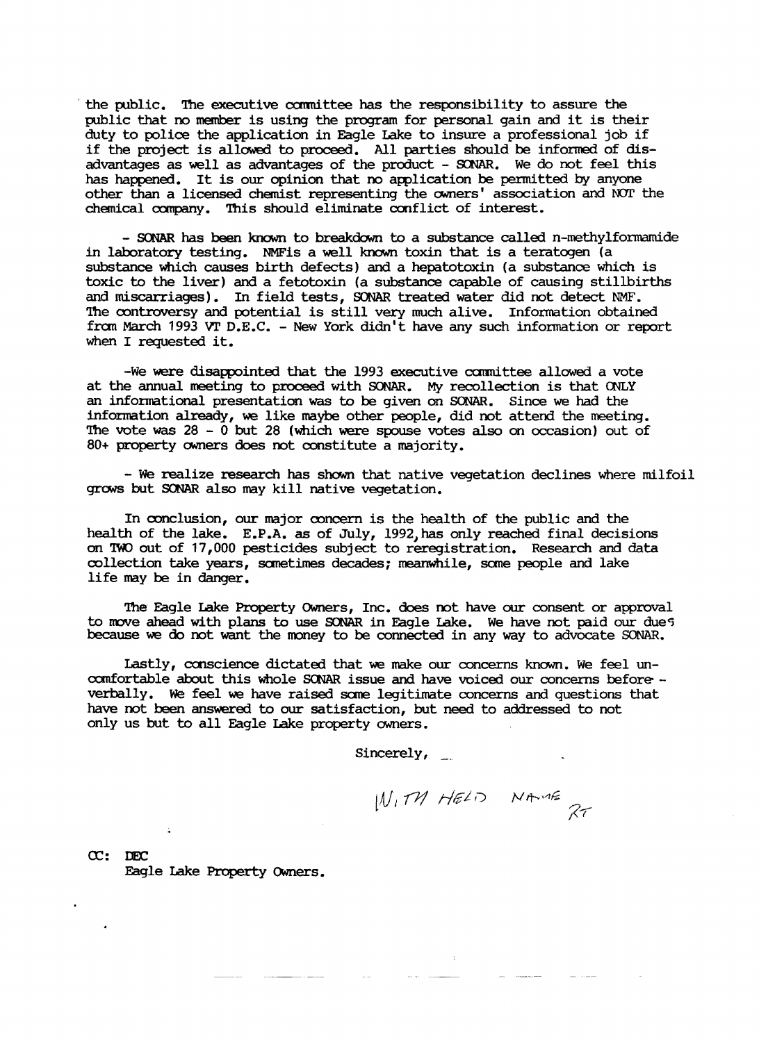the public. The executive committee has the responsibility to assure the public that no member is using the program for personal gain and it is their duty to police the application in Eagle Lake to insure a professional job if if the project is allowed to proceed. All parties should be informed of disadvantages as well as advantages of the product - SONAR. We do not feel this has happened. It is our opinion that no application be permitted by anyone other than a licensed chemist representing the owners' association and NOT the chemical company. This should eliminate conflict of interest.

- SONAR has been known to breakdown to a substance called n-methylformamide in laboratory testing. NMFis a well known toxin that is a teratogen (a substance which causes birth defects) and a hepatotoxin (a substance which is toxic to the liver) and a fetotoxin (a substance capable of causing stillbirths and miscarriages). In field tests, SONAR treated water did not detect NMF. The controversy and potential is still very much alive. Information obtained from March 1993 VT D.E.C. - New York didn't have any such information or report when I requested it.

-We were disappointed that the 1993 executive committee allowed a vote at the annual meeting to proceed with SONAR. My recollection is that ONLY an informational presentation was to be given on SONAR. Since we had the information already, we like maybe other people, did not attend the meeting. The vote was 28 - 0 but 28 (which were spouse votes also on occasion) out of 80+ property owners does not constitute a majority.

- We realize research has shown that native vegetation declines where milfoil grows but SONAR also may kill native vegetation.

In conclusion, our major concern is the health of the public and the health of the lake. E.P.A. as of July, 1992, has only reached final decisions on TWO out of 17,000 pesticides subject to reregistration. Research and data collection take years, sometimes decades; meanwhile, some people and lake life may be in danger.

The Eagle Lake Property Owners, Inc. does not have our consent or approval to move ahead with plans to use SONAR in Eagle Lake. We have not paid our dues because we do not want the money to be connected in any way to advocate SONAR.

Lastly, conscience dictated that we make our concerns known. We feel uncomfortable about this whole SONAR issue and have voiced our concerns before - verbally. We feel we have raised some legitimate concerns and questions that have not been answered to our satisfaction, but need to addressed to not only us but to all Eagle Lake property owners.

Sincerely,

WITH HELD NAME RT

CC: DEC
Eagle Lake Property Owners.